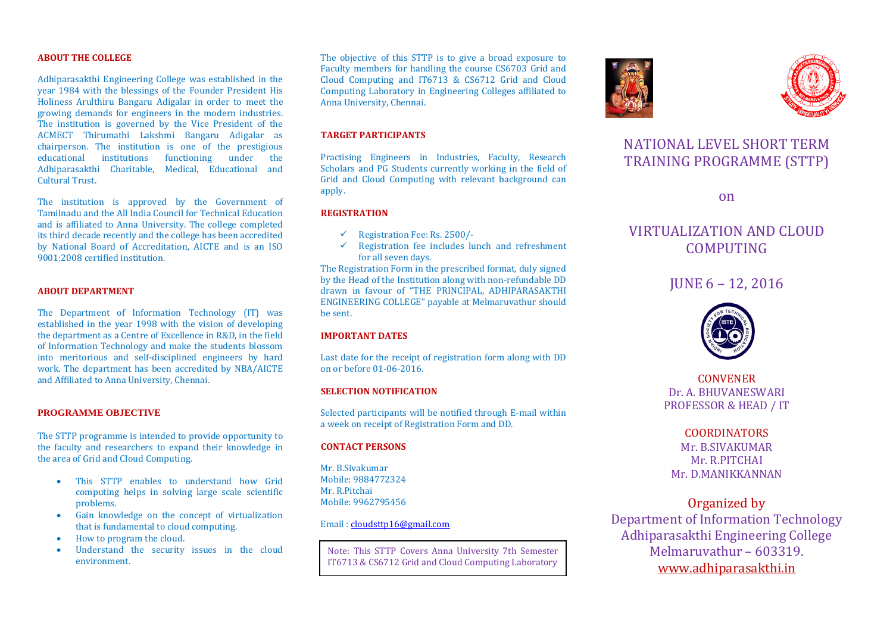## ABOUT THE COLLEGE

Adhiparasakthi Engineering College was established in the year 1984 with the blessings of the Founder President His Holiness Arulthiru Bangaru Adigalar in order to meet the growing demands for engineers in the modern industries. The institution is governed by the Vice President of the ACMECT Thirumathi Lakshmi Bangaru Adigalar as chairperson. The institution is one of the prestigious educational institutions functioning under the Adhiparasakthi Charitable, Medical, Educational and Cultural Trust.

The institution is approved by the Government of Tamilnadu and the All India Council for Technical Education and is affiliated to Anna University. The college completed its third decade recently and the college has been accredited by National Board of Accreditation, AICTE and is an ISO 9001:2008 certified institution.

## ABOUT DEPARTMENT

The Department of Information Technology (IT) was established in the year 1998 with the vision of developing the department as a Centre of Excellence in R&D, in the field of Information Technology and make the students blossom into meritorious and self-disciplined engineers by hard work. The department has been accredited by NBA/AICTE and Affiliated to Anna University, Chennai.

## PROGRAMME OBJECTIVE

The STTP programme is intended to provide opportunity to the faculty and researchers to expand their knowledge in the area of Grid and Cloud Computing.

- This STTP enables to understand how Grid computing helps in solving large scale scientific problems.
- Gain knowledge on the concept of virtualization that is fundamental to cloud computing.
- How to program the cloud.
- Understand the security issues in the cloud environment.

The objective of this STTP is to give a broad exposure to Faculty members for handling the course CS6703 Grid and Cloud Computing and IT6713 & CS6712 Grid and Cloud Computing Laboratory in Engineering Colleges affiliated to Anna University, Chennai.

## TARGET PARTICIPANTS

Practising Engineers in Industries, Faculty, Research Scholars and PG Students currently working in the field of Grid and Cloud Computing with relevant background can apply.

## REGISTRATION

- ✓ Registration Fee: Rs. 2500/-
- ✓ Registration fee includes lunch and refreshment for all seven days.

The Registration Form in the prescribed format, duly signed by the Head of the Institution along with non-refundable DD drawn in favour of "THE PRINCIPAL, ADHIPARASAKTHI ENGINEERING COLLEGE" payable at Melmaruvathur should be sent.

## IMPORTANT DATES

Last date for the receipt of registration form along with DD on or before 01-06-2016.

## SELECTION NOTIFICATION

Selected participants will be notified through E-mail within a week on receipt of Registration Form and DD.

## CONTACT PERSONS

Mr. B.Sivakumar
Mobile: 9884772324
Mr. R.Pitchai
Mobile: 9962795456

Email : cloudsttp16@gmail.com

> Note: This STTP Covers Anna University 7th Semester IT6713 & CS6712 Grid and Cloud Computing Laboratory

# NATIONAL LEVEL SHORT TERM TRAINING PROGRAMME (STTP)

on

# VIRTUALIZATION AND CLOUD COMPUTING

## JUNE 6 – 12, 2016

**CONVENER**
Dr. A. BHUVANESWARI
PROFESSOR & HEAD / IT

**COORDINATORS**
Mr. B.SIVAKUMAR
Mr. R.PITCHAI
Mr. D.MANIKKANNAN

**Organized by**
Department of Information Technology
Adhiparasakthi Engineering College
Melmaruvathur – 603319.
www.adhiparasakthi.in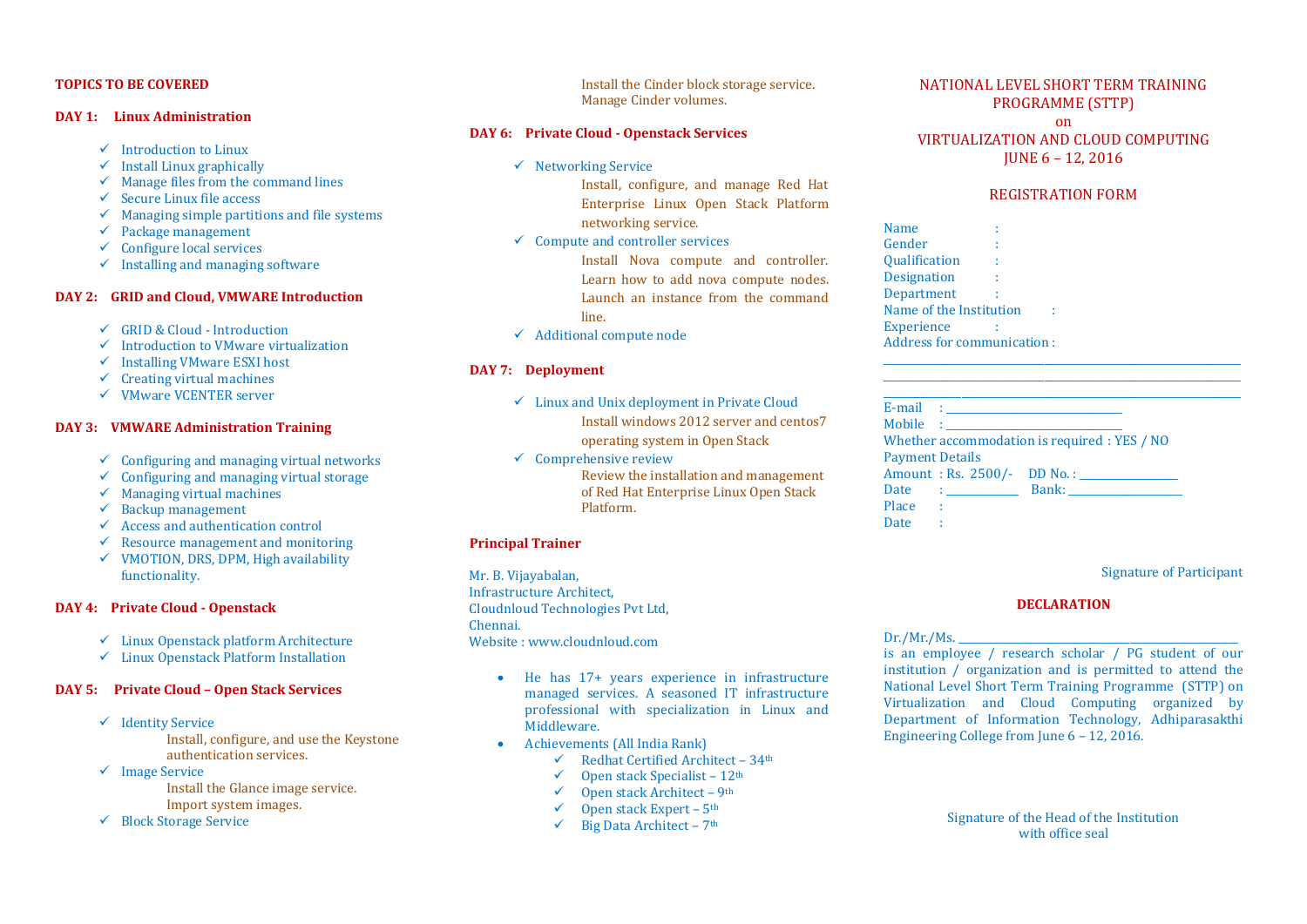## TOPICS TO BE COVERED

### DAY 1: Linux Administration

- ✓ Introduction to Linux
- ✓ Install Linux graphically
- ✓ Manage files from the command lines
- ✓ Secure Linux file access
- ✓ Managing simple partitions and file systems
- ✓ Package management
- ✓ Configure local services
- ✓ Installing and managing software

### DAY 2: GRID and Cloud, VMWARE Introduction

- ✓ GRID & Cloud - Introduction
- ✓ Introduction to VMware virtualization
- ✓ Installing VMware ESXI host
- ✓ Creating virtual machines
- ✓ VMware VCENTER server

### DAY 3: VMWARE Administration Training

- ✓ Configuring and managing virtual networks
- ✓ Configuring and managing virtual storage
- ✓ Managing virtual machines
- ✓ Backup management
- ✓ Access and authentication control
- ✓ Resource management and monitoring
- ✓ VMOTION, DRS, DPM, High availability functionality.

### DAY 4: Private Cloud - Openstack

- ✓ Linux Openstack platform Architecture
- ✓ Linux Openstack Platform Installation

### DAY 5: Private Cloud – Open Stack Services

- ✓ Identity Service
  Install, configure, and use the Keystone authentication services.
- ✓ Image Service
  Install the Glance image service.
  Import system images.
- ✓ Block Storage Service
  Install the Cinder block storage service.
  Manage Cinder volumes.

### DAY 6: Private Cloud - Openstack Services

- ✓ Networking Service
  Install, configure, and manage Red Hat Enterprise Linux Open Stack Platform networking service.
- ✓ Compute and controller services
  Install Nova compute and controller. Learn how to add nova compute nodes. Launch an instance from the command line.
- ✓ Additional compute node

### DAY 7: Deployment

- ✓ Linux and Unix deployment in Private Cloud
  Install windows 2012 server and centos7 operating system in Open Stack
- ✓ Comprehensive review
  Review the installation and management of Red Hat Enterprise Linux Open Stack Platform.

### Principal Trainer

Mr. B. Vijayabalan,
Infrastructure Architect,
Cloudnloud Technologies Pvt Ltd,
Chennai.
Website : www.cloudnloud.com

- He has 17+ years experience in infrastructure managed services. A seasoned IT infrastructure professional with specialization in Linux and Middleware.
- Achievements (All India Rank)
  - ✓ Redhat Certified Architect – 34th
  - ✓ Open stack Specialist – 12th
  - ✓ Open stack Architect – 9th
  - ✓ Open stack Expert – 5th
  - ✓ Big Data Architect – 7th

# NATIONAL LEVEL SHORT TERM TRAINING PROGRAMME (STTP) on VIRTUALIZATION AND CLOUD COMPUTING JUNE 6 – 12, 2016

## REGISTRATION FORM

Name :
Gender :
Qualification :
Designation :
Department :
Name of the Institution :
Experience :
Address for communication :
________________________________________________
________________________________________________
________________________________________________
E-mail : ______________________________
Mobile : ______________________________
Whether accommodation is required : YES / NO
Payment Details
Amount : Rs. 2500/- DD No. : ________________
Date : ____________ Bank: ___________________
Place :
Date :

Signature of Participant

## DECLARATION

Dr./Mr./Ms. ________________________________________________
is an employee / research scholar / PG student of our institution / organization and is permitted to attend the National Level Short Term Training Programme (STTP) on Virtualization and Cloud Computing organized by Department of Information Technology, Adhiparasakthi Engineering College from June 6 – 12, 2016.

Signature of the Head of the Institution
with office seal